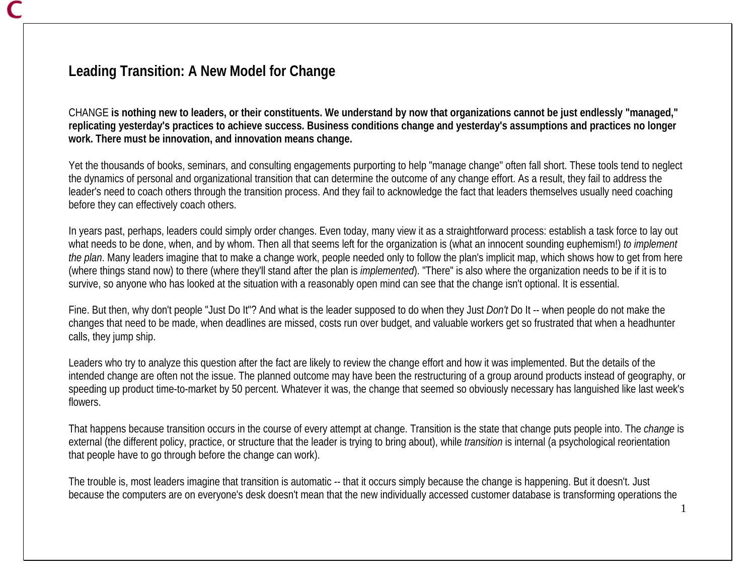# Leading Transition: A New Model for Change

CHANGE **is nothing new to leaders, or their constituents. We understand by now that organizations cannot be just endlessly "managed," replicating yesterday's practices to achieve success. Business conditions change and yesterday's assumptions and practices no longer work. There must be innovation, and innovation means change.**

Yet the thousands of books, seminars, and consulting engagements purporting to help "manage change" often fall short. These tools tend to neglect the dynamics of personal and organizational transition that can determine the outcome of any change effort. As a result, they fail to address the leader's need to coach others through the transition process. And they fail to acknowledge the fact that leaders themselves usually need coaching before they can effectively coach others.

In years past, perhaps, leaders could simply order changes. Even today, many view it as a straightforward process: establish a task force to lay out what needs to be done, when, and by whom. Then all that seems left for the organization is (what an innocent sounding euphemism!) *to implement the plan*. Many leaders imagine that to make a change work, people needed only to follow the plan's implicit map, which shows how to get from here (where things stand now) to there (where they'll stand after the plan is *implemented*). "There" is also where the organization needs to be if it is to survive, so anyone who has looked at the situation with a reasonably open mind can see that the change isn't optional. It is essential.

Fine. But then, why don't people "Just Do It"? And what is the leader supposed to do when they Just *Don't* Do It -- when people do not make the changes that need to be made, when deadlines are missed, costs run over budget, and valuable workers get so frustrated that when a headhunter calls, they jump ship.

Leaders who try to analyze this question after the fact are likely to review the change effort and how it was implemented. But the details of the intended change are often not the issue. The planned outcome may have been the restructuring of a group around products instead of geography, or speeding up product time-to-market by 50 percent. Whatever it was, the change that seemed so obviously necessary has languished like last week's flowers.

That happens because transition occurs in the course of every attempt at change. Transition is the state that change puts people into. The *change* is external (the different policy, practice, or structure that the leader is trying to bring about), while *transition* is internal (a psychological reorientation that people have to go through before the change can work).

The trouble is, most leaders imagine that transition is automatic -- that it occurs simply because the change is happening. But it doesn't. Just because the computers are on everyone's desk doesn't mean that the new individually accessed customer database is transforming operations the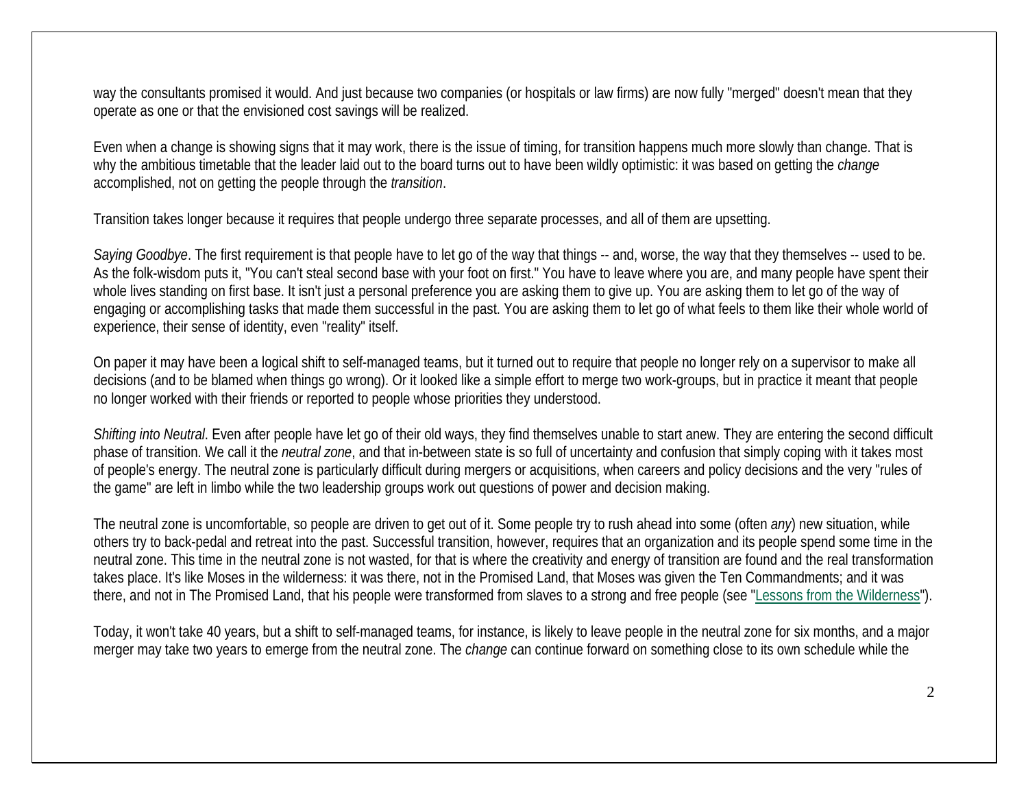way the consultants promised it would. And just because two companies (or hospitals or law firms) are now fully "merged" doesn't mean that they operate as one or that the envisioned cost savings will be realized.

Even when a change is showing signs that it may work, there is the issue of timing, for transition happens much more slowly than change. That is why the ambitious timetable that the leader laid out to the board turns out to have been wildly optimistic: it was based on getting the *change* accomplished, not on getting the people through the *transition*.

Transition takes longer because it requires that people undergo three separate processes, and all of them are upsetting.

*Saying Goodbye*. The first requirement is that people have to let go of the way that things -- and, worse, the way that they themselves -- used to be. As the folk-wisdom puts it, "You can't steal second base with your foot on first." You have to leave where you are, and many people have spent their whole lives standing on first base. It isn't just a personal preference you are asking them to give up. You are asking them to let go of the way of engaging or accomplishing tasks that made them successful in the past. You are asking them to let go of what feels to them like their whole world of experience, their sense of identity, even "reality" itself.

On paper it may have been a logical shift to self-managed teams, but it turned out to require that people no longer rely on a supervisor to make all decisions (and to be blamed when things go wrong). Or it looked like a simple effort to merge two work-groups, but in practice it meant that people no longer worked with their friends or reported to people whose priorities they understood.

*Shifting into Neutral*. Even after people have let go of their old ways, they find themselves unable to start anew. They are entering the second difficult phase of transition. We call it the *neutral zone*, and that in-between state is so full of uncertainty and confusion that simply coping with it takes most of people's energy. The neutral zone is particularly difficult during mergers or acquisitions, when careers and policy decisions and the very "rules of the game" are left in limbo while the two leadership groups work out questions of power and decision making.

The neutral zone is uncomfortable, so people are driven to get out of it. Some people try to rush ahead into some (often *any*) new situation, while others try to back-pedal and retreat into the past. Successful transition, however, requires that an organization and its people spend some time in the neutral zone. This time in the neutral zone is not wasted, for that is where the creativity and energy of transition are found and the real transformation takes place. It's like Moses in the wilderness: it was there, not in the Promised Land, that Moses was given the Ten Commandments; and it was there, and not in The Promised Land, that his people were transformed from slaves to a strong and free people (see "Lessons from the Wilderness").

Today, it won't take 40 years, but a shift to self-managed teams, for instance, is likely to leave people in the neutral zone for six months, and a major merger may take two years to emerge from the neutral zone. The *change* can continue forward on something close to its own schedule while the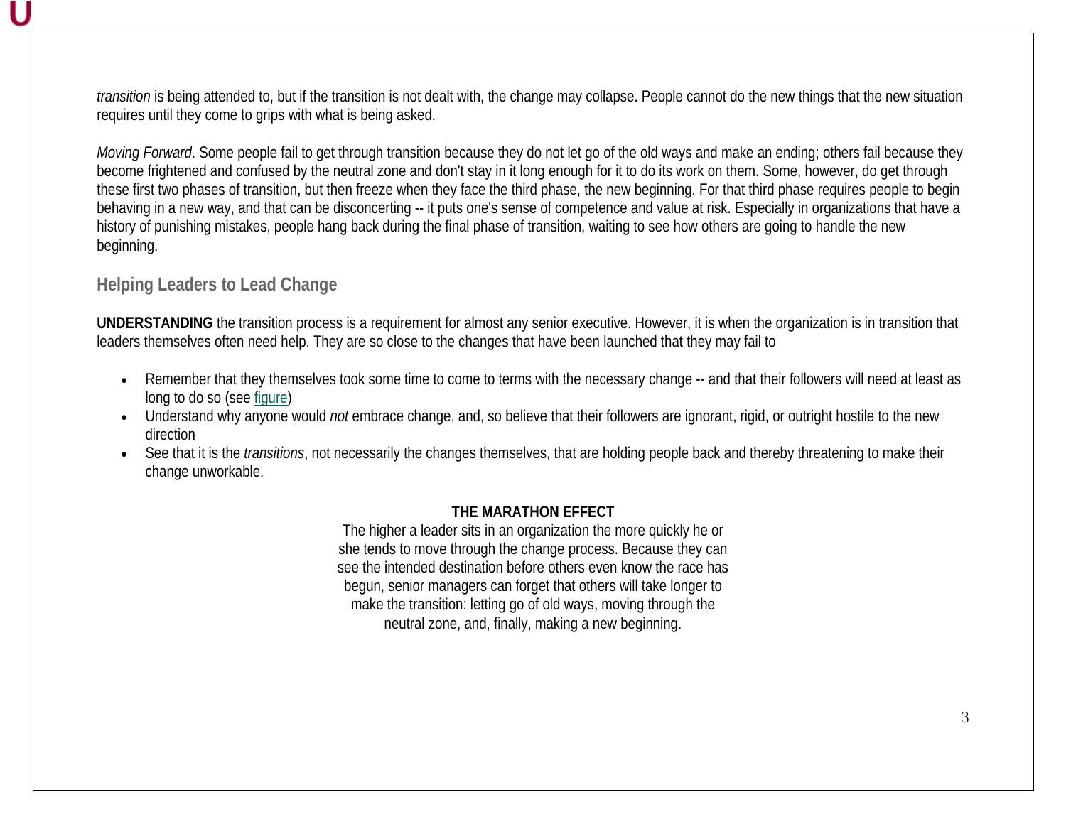*transition* is being attended to, but if the transition is not dealt with, the change may collapse. People cannot do the new things that the new situation requires until they come to grips with what is being asked.

*Moving Forward*. Some people fail to get through transition because they do not let go of the old ways and make an ending; others fail because they become frightened and confused by the neutral zone and don't stay in it long enough for it to do its work on them. Some, however, do get through these first two phases of transition, but then freeze when they face the third phase, the new beginning. For that third phase requires people to begin behaving in a new way, and that can be disconcerting -- it puts one's sense of competence and value at risk. Especially in organizations that have a history of punishing mistakes, people hang back during the final phase of transition, waiting to see how others are going to handle the new beginning.

## Helping Leaders to Lead Change

**UNDERSTANDING** the transition process is a requirement for almost any senior executive. However, it is when the organization is in transition that leaders themselves often need help. They are so close to the changes that have been launched that they may fail to

- Remember that they themselves took some time to come to terms with the necessary change -- and that their followers will need at least as long to do so (see figure)
- Understand why anyone would *not* embrace change, and, so believe that their followers are ignorant, rigid, or outright hostile to the new direction
- See that it is the *transitions*, not necessarily the changes themselves, that are holding people back and thereby threatening to make their change unworkable.

**THE MARATHON EFFECT**

The higher a leader sits in an organization the more quickly he or she tends to move through the change process. Because they can see the intended destination before others even know the race has begun, senior managers can forget that others will take longer to make the transition: letting go of old ways, moving through the neutral zone, and, finally, making a new beginning.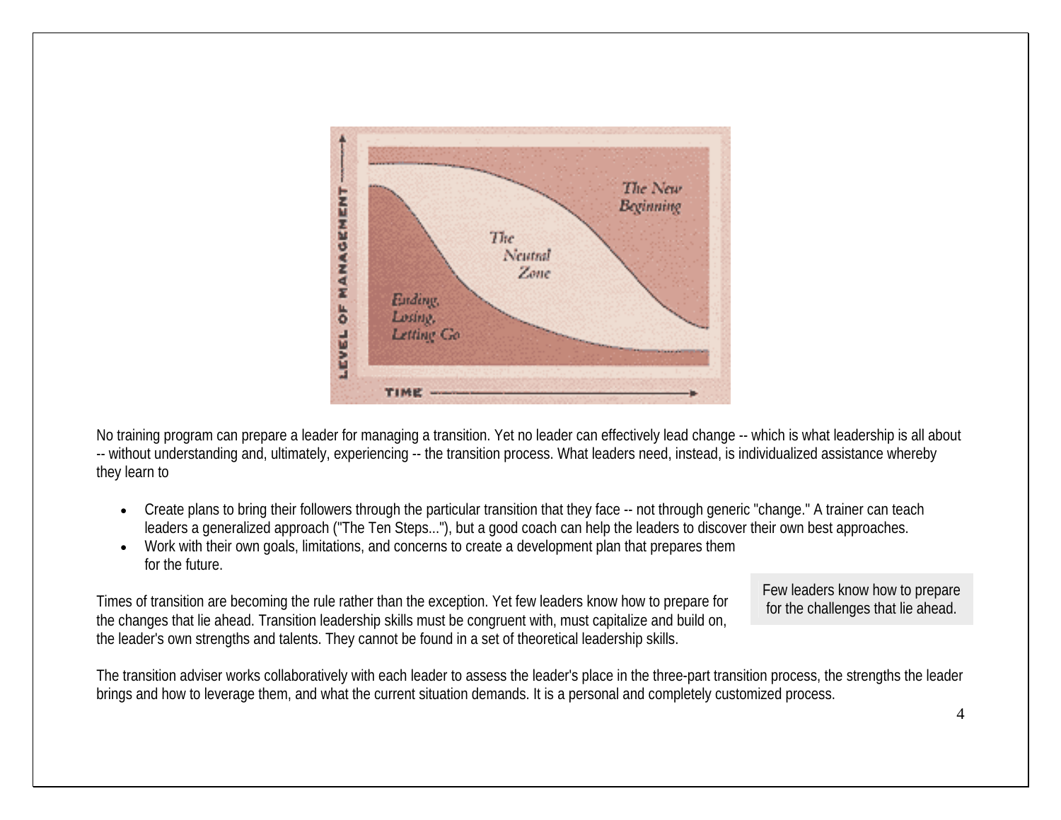No training program can prepare a leader for managing a transition. Yet no leader can effectively lead change -- which is what leadership is all about -- without understanding and, ultimately, experiencing -- the transition process. What leaders need, instead, is individualized assistance whereby they learn to

- Create plans to bring their followers through the particular transition that they face -- not through generic "change." A trainer can teach leaders a generalized approach ("The Ten Steps..."), but a good coach can help the leaders to discover their own best approaches.
- Work with their own goals, limitations, and concerns to create a development plan that prepares them for the future.

Times of transition are becoming the rule rather than the exception. Yet few leaders know how to prepare for the changes that lie ahead. Transition leadership skills must be congruent with, must capitalize and build on, the leader's own strengths and talents. They cannot be found in a set of theoretical leadership skills.

> Few leaders know how to prepare for the challenges that lie ahead.

The transition adviser works collaboratively with each leader to assess the leader's place in the three-part transition process, the strengths the leader brings and how to leverage them, and what the current situation demands. It is a personal and completely customized process.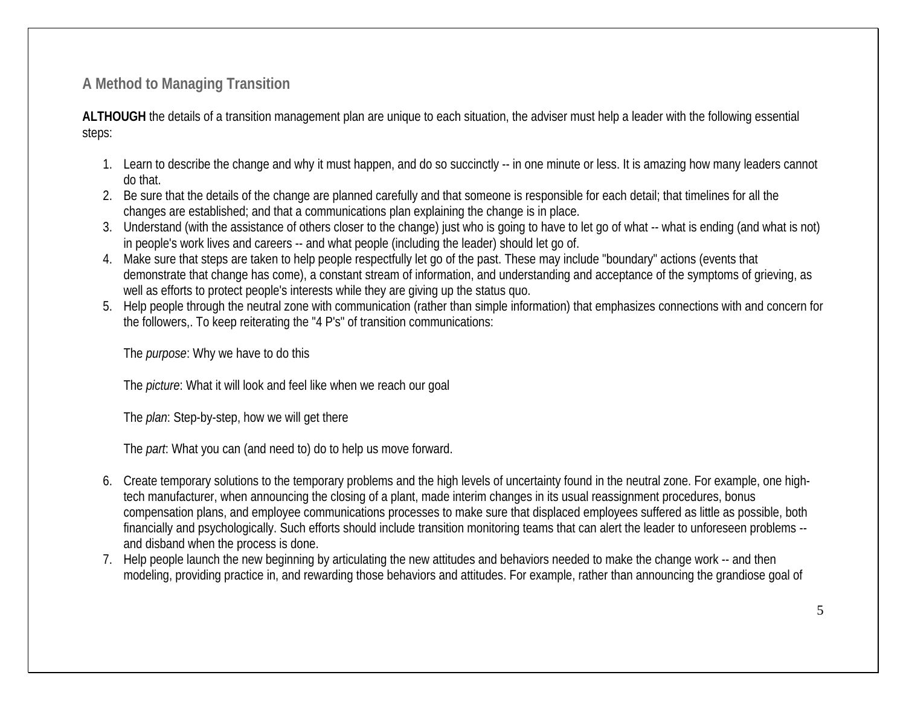## A Method to Managing Transition

**ALTHOUGH** the details of a transition management plan are unique to each situation, the adviser must help a leader with the following essential steps:

1. Learn to describe the change and why it must happen, and do so succinctly -- in one minute or less. It is amazing how many leaders cannot do that.
2. Be sure that the details of the change are planned carefully and that someone is responsible for each detail; that timelines for all the changes are established; and that a communications plan explaining the change is in place.
3. Understand (with the assistance of others closer to the change) just who is going to have to let go of what -- what is ending (and what is not) in people's work lives and careers -- and what people (including the leader) should let go of.
4. Make sure that steps are taken to help people respectfully let go of the past. These may include "boundary" actions (events that demonstrate that change has come), a constant stream of information, and understanding and acceptance of the symptoms of grieving, as well as efforts to protect people's interests while they are giving up the status quo.
5. Help people through the neutral zone with communication (rather than simple information) that emphasizes connections with and concern for the followers,. To keep reiterating the "4 P's" of transition communications:

   The *purpose*: Why we have to do this

   The *picture*: What it will look and feel like when we reach our goal

   The *plan*: Step-by-step, how we will get there

   The *part*: What you can (and need to) do to help us move forward.

6. Create temporary solutions to the temporary problems and the high levels of uncertainty found in the neutral zone. For example, one high-tech manufacturer, when announcing the closing of a plant, made interim changes in its usual reassignment procedures, bonus compensation plans, and employee communications processes to make sure that displaced employees suffered as little as possible, both financially and psychologically. Such efforts should include transition monitoring teams that can alert the leader to unforeseen problems -- and disband when the process is done.
7. Help people launch the new beginning by articulating the new attitudes and behaviors needed to make the change work -- and then modeling, providing practice in, and rewarding those behaviors and attitudes. For example, rather than announcing the grandiose goal of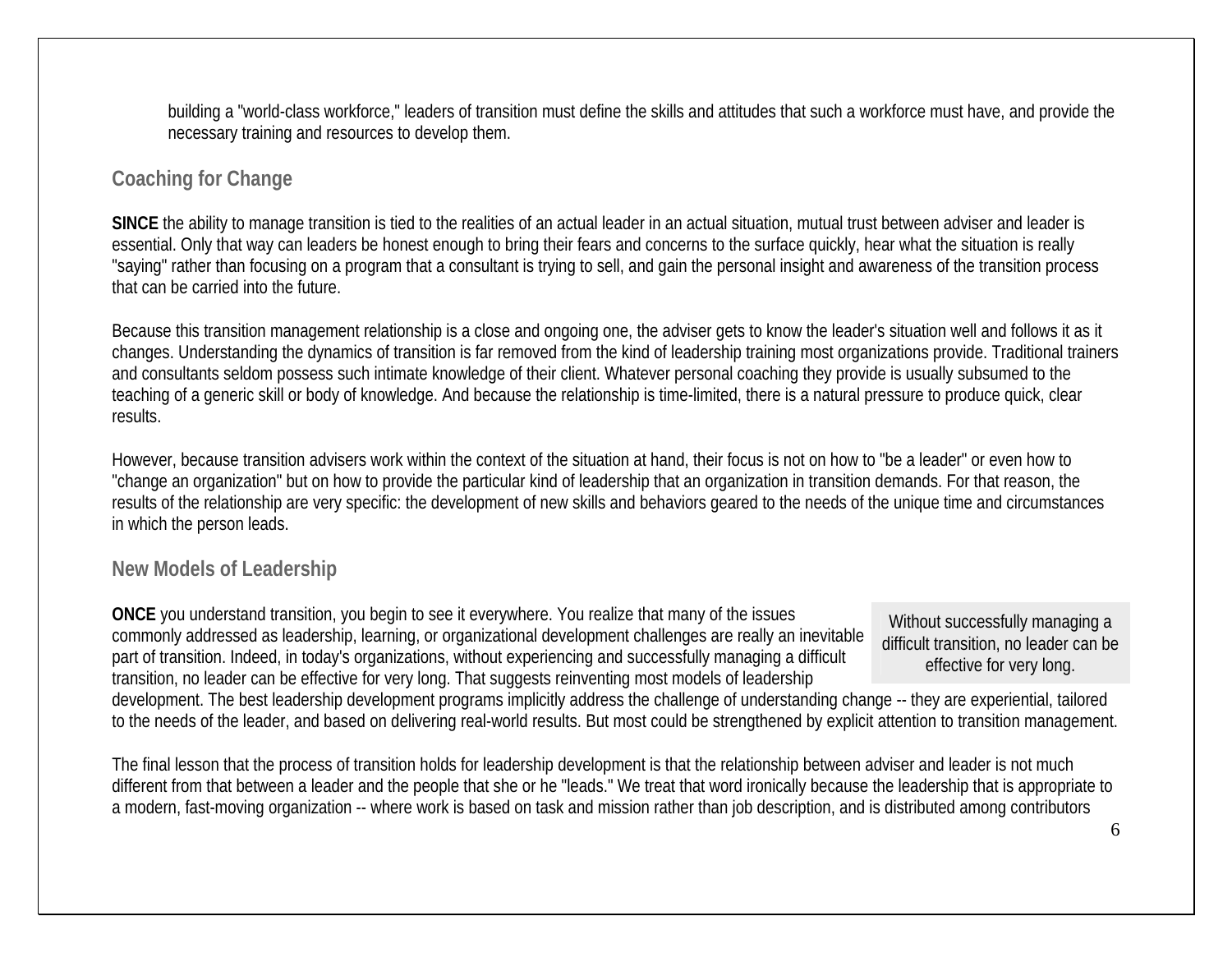building a "world-class workforce," leaders of transition must define the skills and attitudes that such a workforce must have, and provide the necessary training and resources to develop them.

## Coaching for Change

**SINCE** the ability to manage transition is tied to the realities of an actual leader in an actual situation, mutual trust between adviser and leader is essential. Only that way can leaders be honest enough to bring their fears and concerns to the surface quickly, hear what the situation is really "saying" rather than focusing on a program that a consultant is trying to sell, and gain the personal insight and awareness of the transition process that can be carried into the future.

Because this transition management relationship is a close and ongoing one, the adviser gets to know the leader's situation well and follows it as it changes. Understanding the dynamics of transition is far removed from the kind of leadership training most organizations provide. Traditional trainers and consultants seldom possess such intimate knowledge of their client. Whatever personal coaching they provide is usually subsumed to the teaching of a generic skill or body of knowledge. And because the relationship is time-limited, there is a natural pressure to produce quick, clear results.

However, because transition advisers work within the context of the situation at hand, their focus is not on how to "be a leader" or even how to "change an organization" but on how to provide the particular kind of leadership that an organization in transition demands. For that reason, the results of the relationship are very specific: the development of new skills and behaviors geared to the needs of the unique time and circumstances in which the person leads.

## New Models of Leadership

> Without successfully managing a difficult transition, no leader can be effective for very long.

**ONCE** you understand transition, you begin to see it everywhere. You realize that many of the issues commonly addressed as leadership, learning, or organizational development challenges are really an inevitable part of transition. Indeed, in today's organizations, without experiencing and successfully managing a difficult transition, no leader can be effective for very long. That suggests reinventing most models of leadership development. The best leadership development programs implicitly address the challenge of understanding change -- they are experiential, tailored to the needs of the leader, and based on delivering real-world results. But most could be strengthened by explicit attention to transition management.

The final lesson that the process of transition holds for leadership development is that the relationship between adviser and leader is not much different from that between a leader and the people that she or he "leads." We treat that word ironically because the leadership that is appropriate to a modern, fast-moving organization -- where work is based on task and mission rather than job description, and is distributed among contributors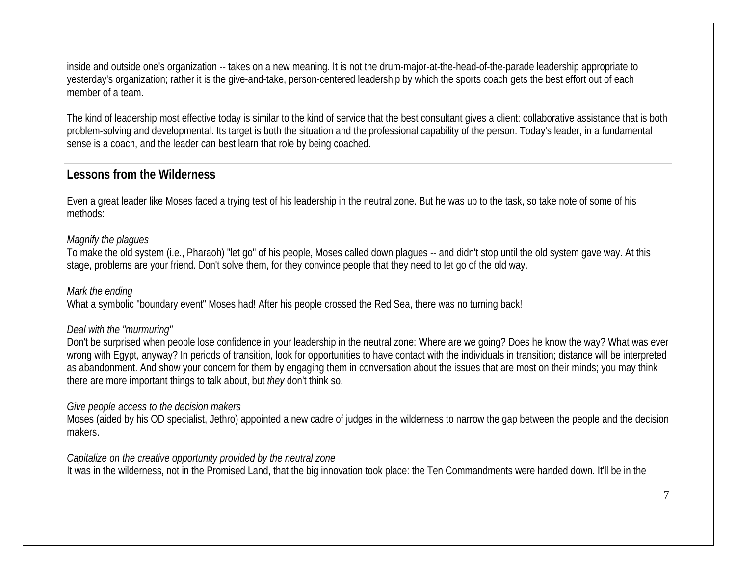inside and outside one's organization -- takes on a new meaning. It is not the drum-major-at-the-head-of-the-parade leadership appropriate to yesterday's organization; rather it is the give-and-take, person-centered leadership by which the sports coach gets the best effort out of each member of a team.

The kind of leadership most effective today is similar to the kind of service that the best consultant gives a client: collaborative assistance that is both problem-solving and developmental. Its target is both the situation and the professional capability of the person. Today's leader, in a fundamental sense is a coach, and the leader can best learn that role by being coached.

### Lessons from the Wilderness

Even a great leader like Moses faced a trying test of his leadership in the neutral zone. But he was up to the task, so take note of some of his methods:

*Magnify the plagues*
To make the old system (i.e., Pharaoh) "let go" of his people, Moses called down plagues -- and didn't stop until the old system gave way. At this stage, problems are your friend. Don't solve them, for they convince people that they need to let go of the old way.

*Mark the ending*
What a symbolic "boundary event" Moses had! After his people crossed the Red Sea, there was no turning back!

*Deal with the "murmuring"*
Don't be surprised when people lose confidence in your leadership in the neutral zone: Where are we going? Does he know the way? What was ever wrong with Egypt, anyway? In periods of transition, look for opportunities to have contact with the individuals in transition; distance will be interpreted as abandonment. And show your concern for them by engaging them in conversation about the issues that are most on their minds; you may think there are more important things to talk about, but *they* don't think so.

*Give people access to the decision makers*
Moses (aided by his OD specialist, Jethro) appointed a new cadre of judges in the wilderness to narrow the gap between the people and the decision makers.

*Capitalize on the creative opportunity provided by the neutral zone*
It was in the wilderness, not in the Promised Land, that the big innovation took place: the Ten Commandments were handed down. It'll be in the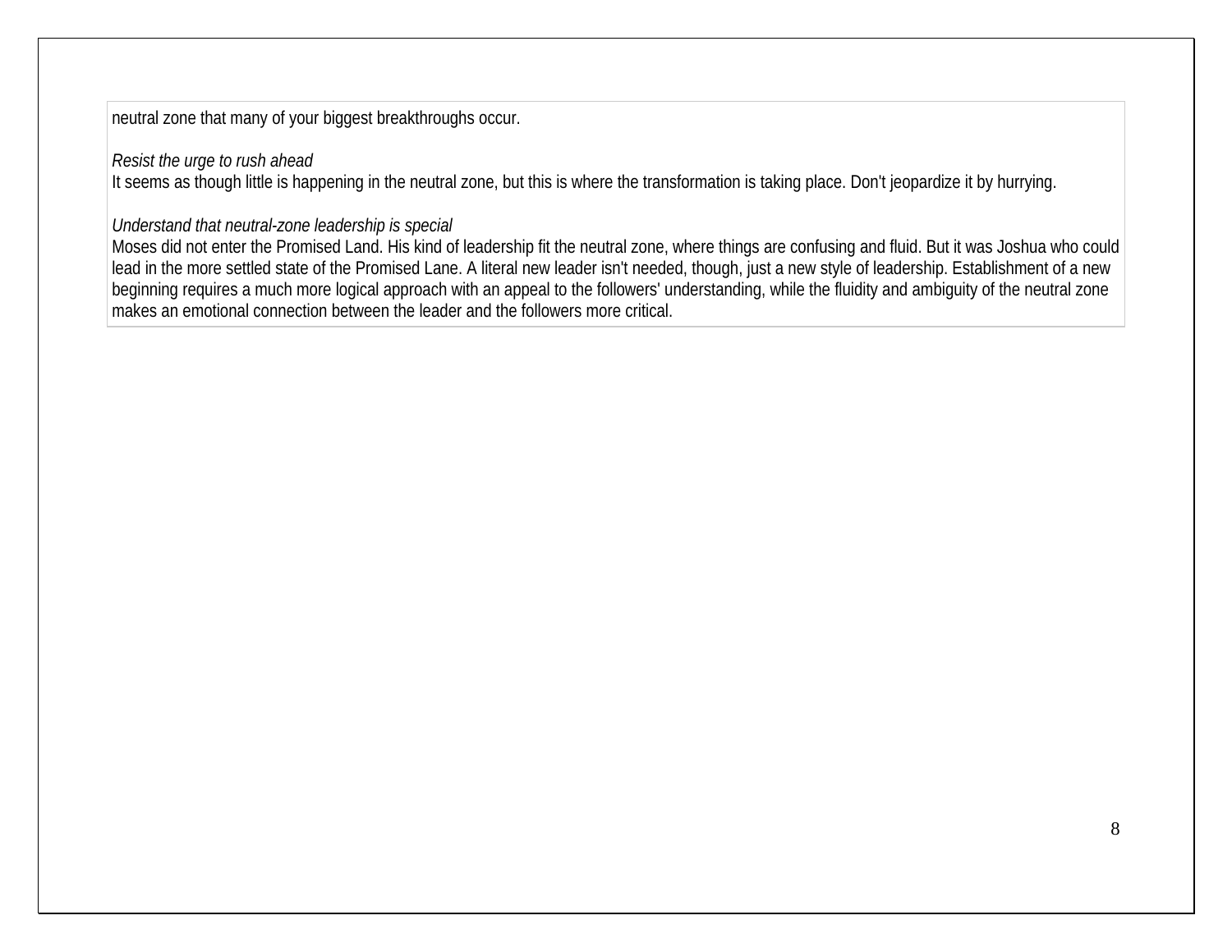neutral zone that many of your biggest breakthroughs occur.

*Resist the urge to rush ahead*
It seems as though little is happening in the neutral zone, but this is where the transformation is taking place. Don't jeopardize it by hurrying.

*Understand that neutral-zone leadership is special*
Moses did not enter the Promised Land. His kind of leadership fit the neutral zone, where things are confusing and fluid. But it was Joshua who could lead in the more settled state of the Promised Lane. A literal new leader isn't needed, though, just a new style of leadership. Establishment of a new beginning requires a much more logical approach with an appeal to the followers' understanding, while the fluidity and ambiguity of the neutral zone makes an emotional connection between the leader and the followers more critical.